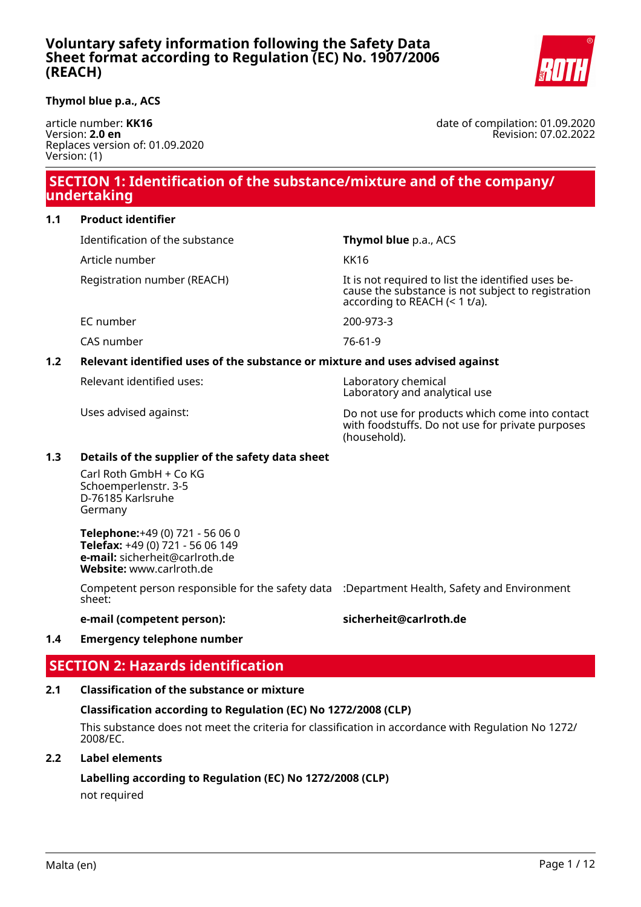# Voluntary safety information following the Safety Data Sheet format according to Regulation (EC) No. 1907/2006 (REACH)

**Thymol blue p.a., ACS**

article number: **KK16**
Version: **2.0 en**
Replaces version of: 01.09.2020
Version: (1)

date of compilation: 01.09.2020
Revision: 07.02.2022

## SECTION 1: Identification of the substance/mixture and of the company/ undertaking

### 1.1 Product identifier

| | |
|---|---|
| Identification of the substance | **Thymol blue** p.a., ACS |
| Article number | KK16 |
| Registration number (REACH) | It is not required to list the identified uses because the substance is not subject to registration according to REACH (< 1 t/a). |
| EC number | 200-973-3 |
| CAS number | 76-61-9 |

### 1.2 Relevant identified uses of the substance or mixture and uses advised against

| | |
|---|---|
| Relevant identified uses: | Laboratory chemical<br>Laboratory and analytical use |
| Uses advised against: | Do not use for products which come into contact with foodstuffs. Do not use for private purposes (household). |

### 1.3 Details of the supplier of the safety data sheet

Carl Roth GmbH + Co KG
Schoemperlenstr. 3-5
D-76185 Karlsruhe
Germany

**Telephone:**+49 (0) 721 - 56 06 0
**Telefax:** +49 (0) 721 - 56 06 149
**e-mail:** sicherheit@carlroth.de
**Website:** www.carlroth.de

Competent person responsible for the safety data sheet: :Department Health, Safety and Environment

**e-mail (competent person):** **sicherheit@carlroth.de**

### 1.4 Emergency telephone number

## SECTION 2: Hazards identification

### 2.1 Classification of the substance or mixture

**Classification according to Regulation (EC) No 1272/2008 (CLP)**

This substance does not meet the criteria for classification in accordance with Regulation No 1272/ 2008/EC.

### 2.2 Label elements

**Labelling according to Regulation (EC) No 1272/2008 (CLP)**

not required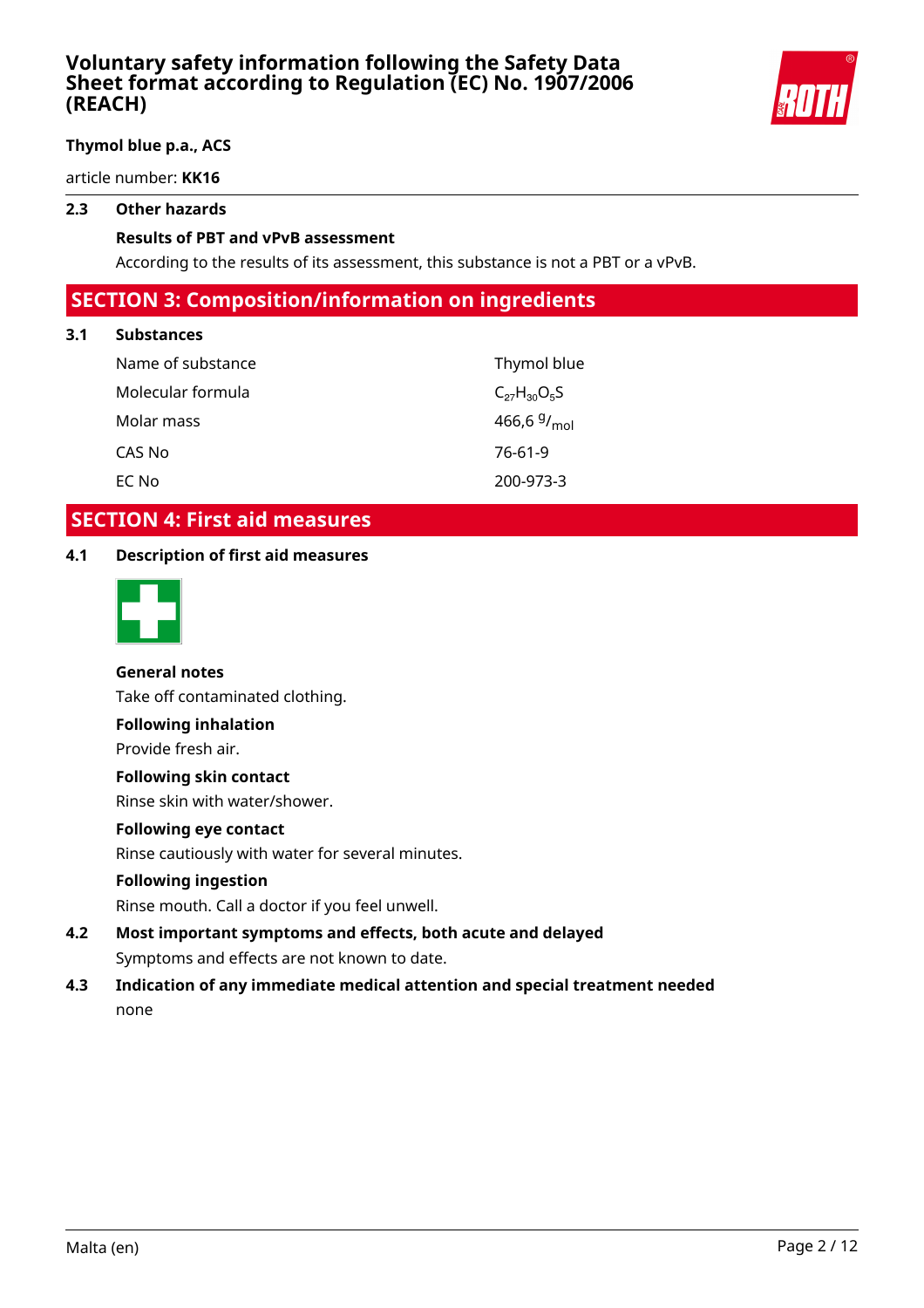### 2.3 Other hazards

**Results of PBT and vPvB assessment**

According to the results of its assessment, this substance is not a PBT or a vPvB.

## SECTION 3: Composition/information on ingredients

### 3.1 Substances

| | |
|---|---|
| Name of substance | Thymol blue |
| Molecular formula | $C_{27}H_{30}O_5S$ |
| Molar mass | 466,6 $^{g}/_{mol}$ |
| CAS No | 76-61-9 |
| EC No | 200-973-3 |

## SECTION 4: First aid measures

### 4.1 Description of first aid measures

**General notes**

Take off contaminated clothing.

**Following inhalation**

Provide fresh air.

**Following skin contact**

Rinse skin with water/shower.

**Following eye contact**

Rinse cautiously with water for several minutes.

**Following ingestion**

Rinse mouth. Call a doctor if you feel unwell.

### 4.2 Most important symptoms and effects, both acute and delayed

Symptoms and effects are not known to date.

### 4.3 Indication of any immediate medical attention and special treatment needed

none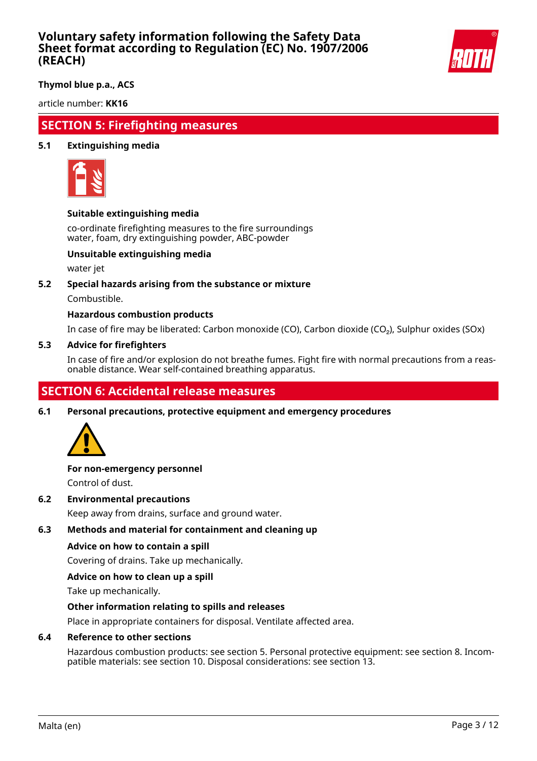## SECTION 5: Firefighting measures

### 5.1 Extinguishing media

**Suitable extinguishing media**

co-ordinate firefighting measures to the fire surroundings
water, foam, dry extinguishing powder, ABC-powder

**Unsuitable extinguishing media**

water jet

### 5.2 Special hazards arising from the substance or mixture

Combustible.

**Hazardous combustion products**

In case of fire may be liberated: Carbon monoxide (CO), Carbon dioxide ($CO_2$), Sulphur oxides (SOx)

### 5.3 Advice for firefighters

In case of fire and/or explosion do not breathe fumes. Fight fire with normal precautions from a reasonable distance. Wear self-contained breathing apparatus.

## SECTION 6: Accidental release measures

### 6.1 Personal precautions, protective equipment and emergency procedures

**For non-emergency personnel**

Control of dust.

### 6.2 Environmental precautions

Keep away from drains, surface and ground water.

### 6.3 Methods and material for containment and cleaning up

**Advice on how to contain a spill**

Covering of drains. Take up mechanically.

**Advice on how to clean up a spill**

Take up mechanically.

**Other information relating to spills and releases**

Place in appropriate containers for disposal. Ventilate affected area.

### 6.4 Reference to other sections

Hazardous combustion products: see section 5. Personal protective equipment: see section 8. Incompatible materials: see section 10. Disposal considerations: see section 13.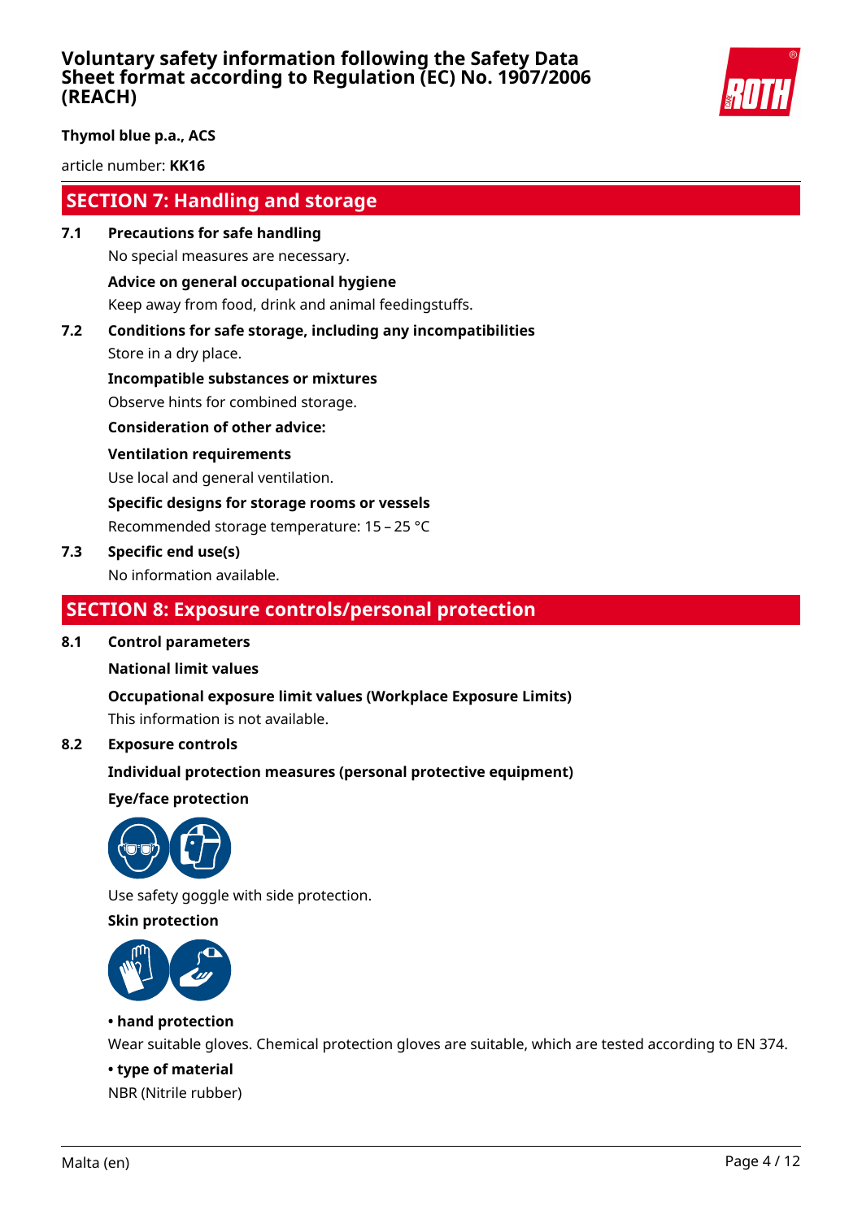## SECTION 7: Handling and storage

**7.1 Precautions for safe handling**

No special measures are necessary.

**Advice on general occupational hygiene**

Keep away from food, drink and animal feedingstuffs.

**7.2 Conditions for safe storage, including any incompatibilities**

Store in a dry place.

**Incompatible substances or mixtures**

Observe hints for combined storage.

**Consideration of other advice:**

**Ventilation requirements**

Use local and general ventilation.

**Specific designs for storage rooms or vessels**

Recommended storage temperature: 15 – 25 °C

**7.3 Specific end use(s)**

No information available.

## SECTION 8: Exposure controls/personal protection

**8.1 Control parameters**

**National limit values**

**Occupational exposure limit values (Workplace Exposure Limits)**

This information is not available.

**8.2 Exposure controls**

**Individual protection measures (personal protective equipment)**

**Eye/face protection**

Use safety goggle with side protection.

**Skin protection**

**• hand protection**

Wear suitable gloves. Chemical protection gloves are suitable, which are tested according to EN 374.

**• type of material**

NBR (Nitrile rubber)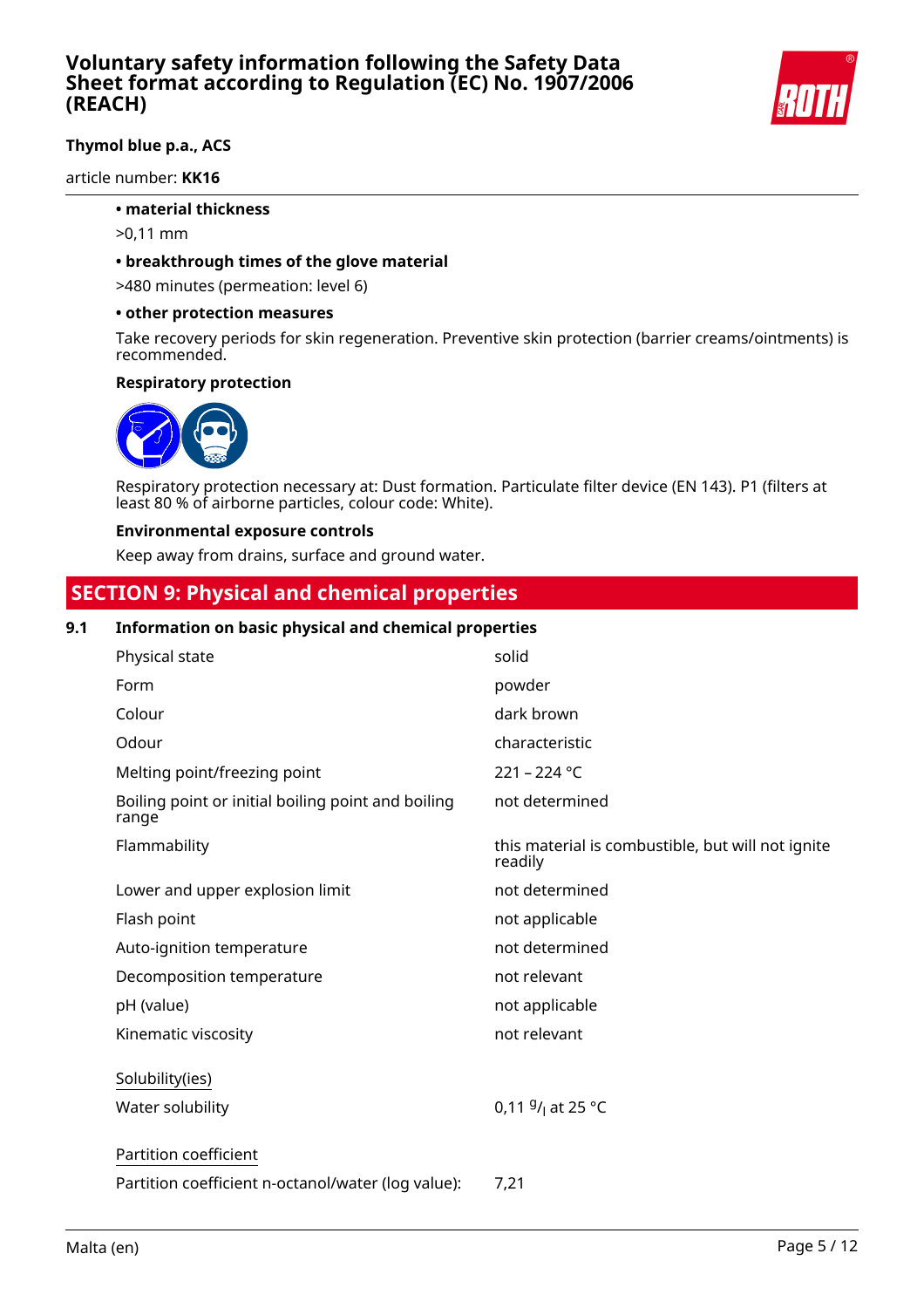- **material thickness**

  >0,11 mm

- **breakthrough times of the glove material**

  >480 minutes (permeation: level 6)

- **other protection measures**

  Take recovery periods for skin regeneration. Preventive skin protection (barrier creams/ointments) is recommended.

**Respiratory protection**

Respiratory protection necessary at: Dust formation. Particulate filter device (EN 143). P1 (filters at least 80 % of airborne particles, colour code: White).

**Environmental exposure controls**

Keep away from drains, surface and ground water.

## SECTION 9: Physical and chemical properties

### 9.1 Information on basic physical and chemical properties

| Property | Value |
|---|---|
| Physical state | solid |
| Form | powder |
| Colour | dark brown |
| Odour | characteristic |
| Melting point/freezing point | 221 – 224 °C |
| Boiling point or initial boiling point and boiling range | not determined |
| Flammability | this material is combustible, but will not ignite readily |
| Lower and upper explosion limit | not determined |
| Flash point | not applicable |
| Auto-ignition temperature | not determined |
| Decomposition temperature | not relevant |
| pH (value) | not applicable |
| Kinematic viscosity | not relevant |
| Solubility(ies) | |
| Water solubility | 0,11 $^{g}/_{l}$ at 25 °C |
| Partition coefficient | |
| Partition coefficient n-octanol/water (log value): | 7,21 |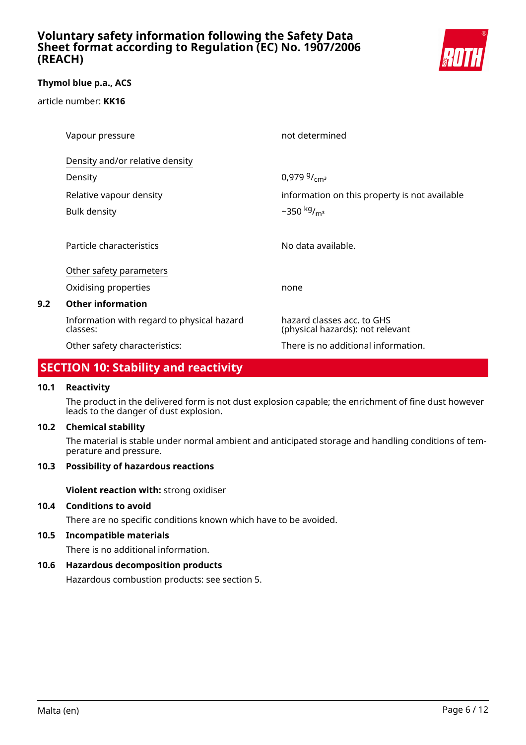| | |
|---|---|
| Vapour pressure | not determined |
| Density and/or relative density | |
| Density | 0,979 $^{g}/_{cm^3}$ |
| Relative vapour density | information on this property is not available |
| Bulk density | ~350 $^{kg}/_{m^3}$ |
| Particle characteristics | No data available. |
| Other safety parameters | |
| Oxidising properties | none |

### 9.2 Other information

| | |
|---|---|
| Information with regard to physical hazard classes: | hazard classes acc. to GHS (physical hazards): not relevant |
| Other safety characteristics: | There is no additional information. |

## SECTION 10: Stability and reactivity

### 10.1 Reactivity

The product in the delivered form is not dust explosion capable; the enrichment of fine dust however leads to the danger of dust explosion.

### 10.2 Chemical stability

The material is stable under normal ambient and anticipated storage and handling conditions of temperature and pressure.

### 10.3 Possibility of hazardous reactions

**Violent reaction with:** strong oxidiser

### 10.4 Conditions to avoid

There are no specific conditions known which have to be avoided.

### 10.5 Incompatible materials

There is no additional information.

### 10.6 Hazardous decomposition products

Hazardous combustion products: see section 5.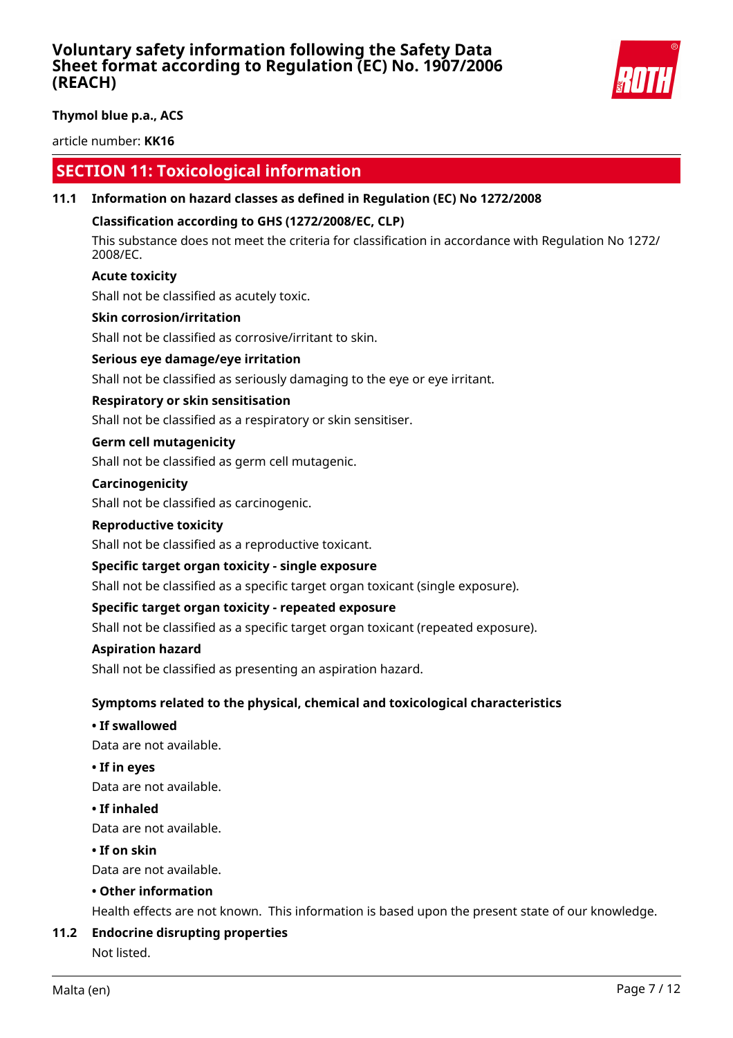## SECTION 11: Toxicological information

### 11.1 Information on hazard classes as defined in Regulation (EC) No 1272/2008

**Classification according to GHS (1272/2008/EC, CLP)**

This substance does not meet the criteria for classification in accordance with Regulation No 1272/2008/EC.

**Acute toxicity**

Shall not be classified as acutely toxic.

**Skin corrosion/irritation**

Shall not be classified as corrosive/irritant to skin.

**Serious eye damage/eye irritation**

Shall not be classified as seriously damaging to the eye or eye irritant.

**Respiratory or skin sensitisation**

Shall not be classified as a respiratory or skin sensitiser.

**Germ cell mutagenicity**

Shall not be classified as germ cell mutagenic.

**Carcinogenicity**

Shall not be classified as carcinogenic.

**Reproductive toxicity**

Shall not be classified as a reproductive toxicant.

**Specific target organ toxicity - single exposure**

Shall not be classified as a specific target organ toxicant (single exposure).

**Specific target organ toxicity - repeated exposure**

Shall not be classified as a specific target organ toxicant (repeated exposure).

**Aspiration hazard**

Shall not be classified as presenting an aspiration hazard.

**Symptoms related to the physical, chemical and toxicological characteristics**

**• If swallowed**

Data are not available.

**• If in eyes**

Data are not available.

**• If inhaled**

Data are not available.

**• If on skin**

Data are not available.

**• Other information**

Health effects are not known. This information is based upon the present state of our knowledge.

### 11.2 Endocrine disrupting properties

Not listed.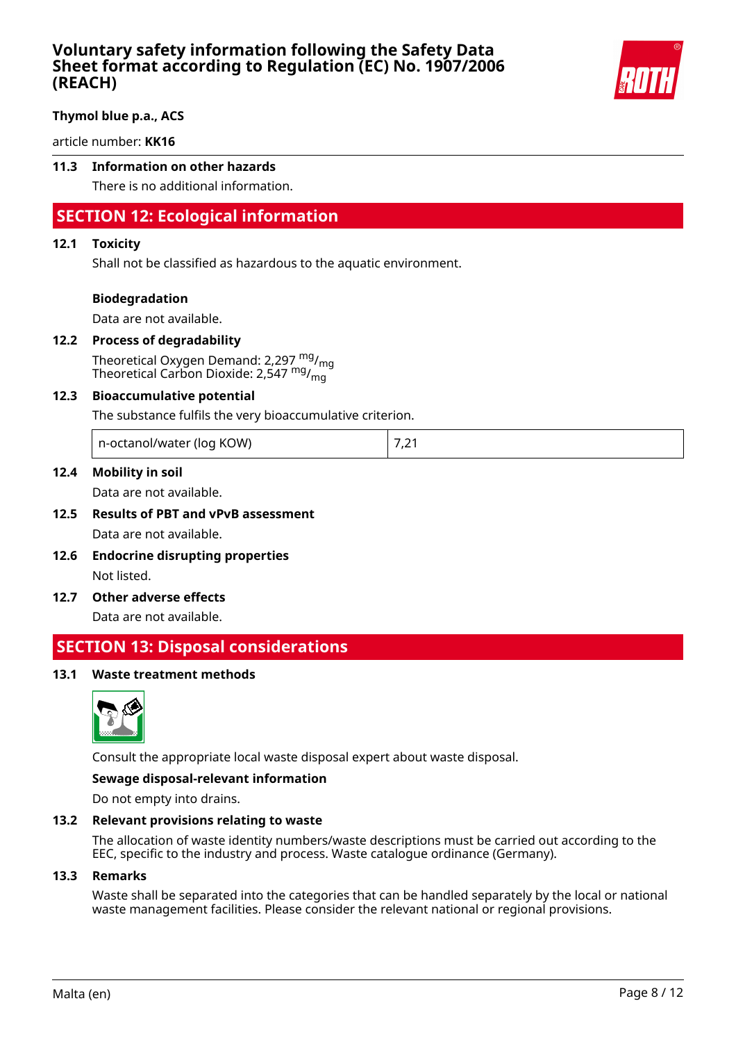### 11.3 Information on other hazards

There is no additional information.

## SECTION 12: Ecological information

### 12.1 Toxicity

Shall not be classified as hazardous to the aquatic environment.

**Biodegradation**

Data are not available.

### 12.2 Process of degradability

Theoretical Oxygen Demand: 2,297 $^{mg}/_{mg}$
Theoretical Carbon Dioxide: 2,547 $^{mg}/_{mg}$

### 12.3 Bioaccumulative potential

The substance fulfils the very bioaccumulative criterion.

| n-octanol/water (log KOW) | 7,21 |
|---|---|

### 12.4 Mobility in soil

Data are not available.

### 12.5 Results of PBT and vPvB assessment

Data are not available.

### 12.6 Endocrine disrupting properties

Not listed.

### 12.7 Other adverse effects

Data are not available.

## SECTION 13: Disposal considerations

### 13.1 Waste treatment methods

Consult the appropriate local waste disposal expert about waste disposal.

**Sewage disposal-relevant information**

Do not empty into drains.

### 13.2 Relevant provisions relating to waste

The allocation of waste identity numbers/waste descriptions must be carried out according to the EEC, specific to the industry and process. Waste catalogue ordinance (Germany).

### 13.3 Remarks

Waste shall be separated into the categories that can be handled separately by the local or national waste management facilities. Please consider the relevant national or regional provisions.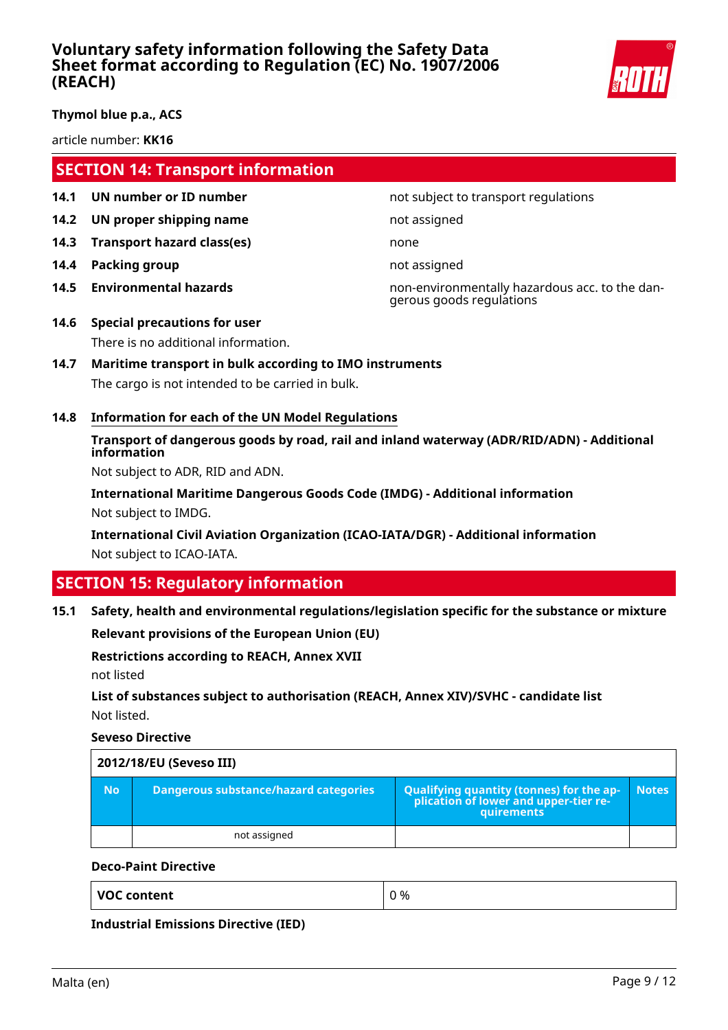## SECTION 14: Transport information

| | | |
|---|---|---|
| **14.1** | **UN number or ID number** | not subject to transport regulations |
| **14.2** | **UN proper shipping name** | not assigned |
| **14.3** | **Transport hazard class(es)** | none |
| **14.4** | **Packing group** | not assigned |
| **14.5** | **Environmental hazards** | non-environmentally hazardous acc. to the dangerous goods regulations |

**14.6 Special precautions for user**

There is no additional information.

**14.7 Maritime transport in bulk according to IMO instruments**

The cargo is not intended to be carried in bulk.

**14.8 Information for each of the UN Model Regulations**

**Transport of dangerous goods by road, rail and inland waterway (ADR/RID/ADN) - Additional information**

Not subject to ADR, RID and ADN.

**International Maritime Dangerous Goods Code (IMDG) - Additional information**

Not subject to IMDG.

**International Civil Aviation Organization (ICAO-IATA/DGR) - Additional information**

Not subject to ICAO-IATA.

## SECTION 15: Regulatory information

**15.1 Safety, health and environmental regulations/legislation specific for the substance or mixture**

**Relevant provisions of the European Union (EU)**

**Restrictions according to REACH, Annex XVII**

not listed

**List of substances subject to authorisation (REACH, Annex XIV)/SVHC - candidate list**

Not listed.

**Seveso Directive**

| 2012/18/EU (Seveso III) | | | |
|---|---|---|---|
| **No** | **Dangerous substance/hazard categories** | **Qualifying quantity (tonnes) for the application of lower and upper-tier requirements** | **Notes** |
| | not assigned | | |

**Deco-Paint Directive**

| VOC content | 0 % |
|---|---|

**Industrial Emissions Directive (IED)**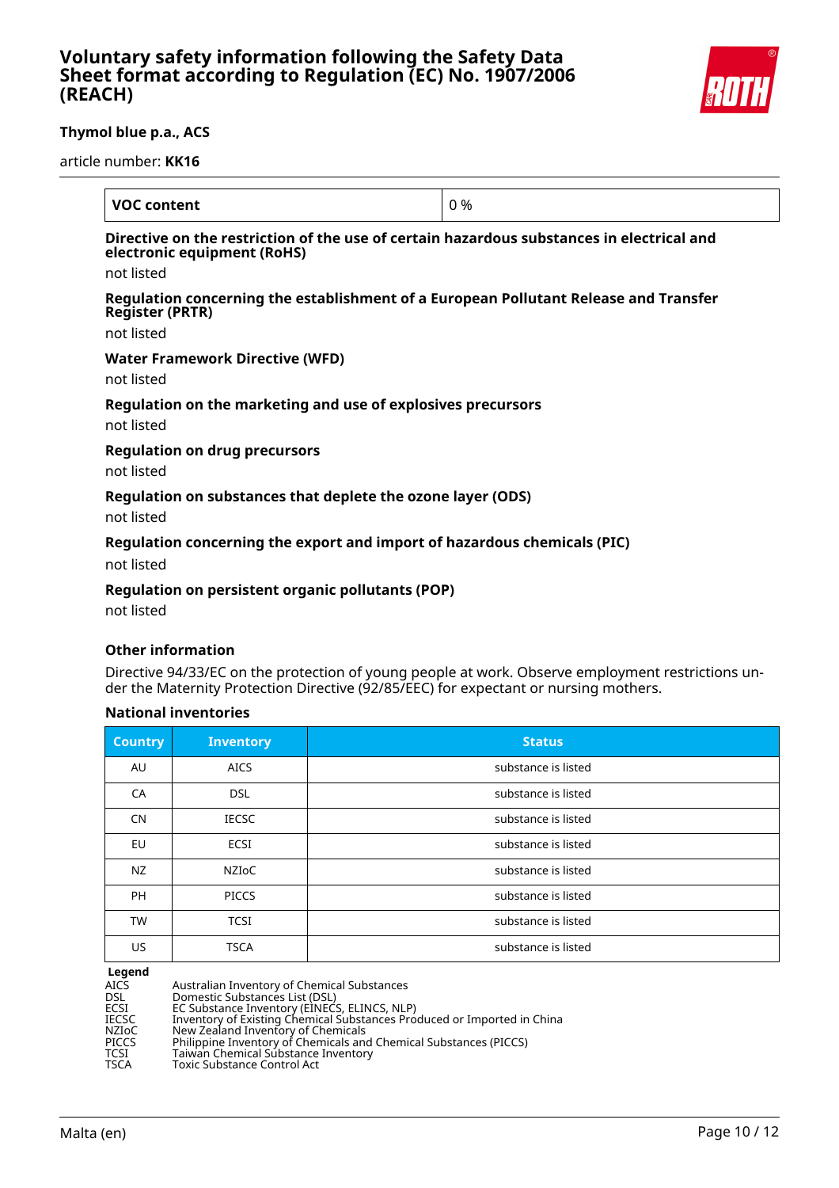| VOC content | 0 % |
|---|---|

**Directive on the restriction of the use of certain hazardous substances in electrical and electronic equipment (RoHS)**

not listed

**Regulation concerning the establishment of a European Pollutant Release and Transfer Register (PRTR)**

not listed

**Water Framework Directive (WFD)**

not listed

**Regulation on the marketing and use of explosives precursors**

not listed

**Regulation on drug precursors**

not listed

**Regulation on substances that deplete the ozone layer (ODS)**

not listed

**Regulation concerning the export and import of hazardous chemicals (PIC)**

not listed

**Regulation on persistent organic pollutants (POP)**

not listed

### Other information

Directive 94/33/EC on the protection of young people at work. Observe employment restrictions under the Maternity Protection Directive (92/85/EEC) for expectant or nursing mothers.

### National inventories

| Country | Inventory | Status |
|---|---|---|
| AU | AICS | substance is listed |
| CA | DSL | substance is listed |
| CN | IECSC | substance is listed |
| EU | ECSI | substance is listed |
| NZ | NZIoC | substance is listed |
| PH | PICCS | substance is listed |
| TW | TCSI | substance is listed |
| US | TSCA | substance is listed |

**Legend**

| | |
|---|---|
| AICS | Australian Inventory of Chemical Substances |
| DSL | Domestic Substances List (DSL) |
| ECSI | EC Substance Inventory (EINECS, ELINCS, NLP) |
| IECSC | Inventory of Existing Chemical Substances Produced or Imported in China |
| NZIoC | New Zealand Inventory of Chemicals |
| PICCS | Philippine Inventory of Chemicals and Chemical Substances (PICCS) |
| TCSI | Taiwan Chemical Substance Inventory |
| TSCA | Toxic Substance Control Act |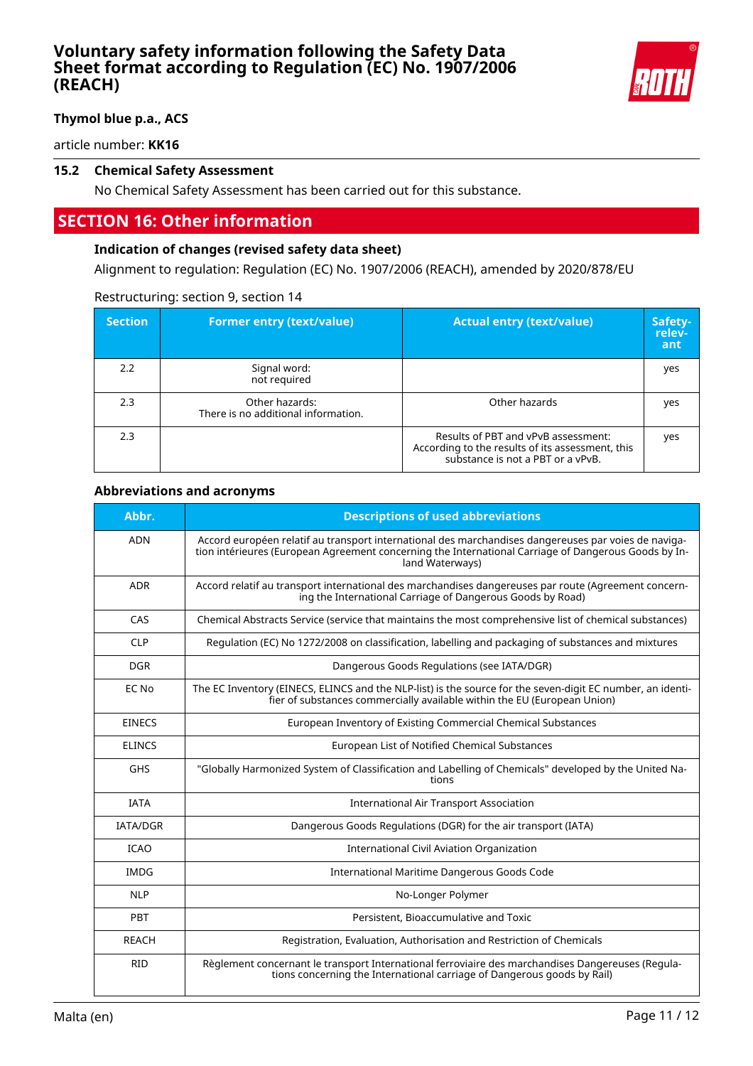**Thymol blue p.a., ACS**

article number: **KK16**

### 15.2 Chemical Safety Assessment

No Chemical Safety Assessment has been carried out for this substance.

## SECTION 16: Other information

### Indication of changes (revised safety data sheet)

Alignment to regulation: Regulation (EC) No. 1907/2006 (REACH), amended by 2020/878/EU

Restructuring: section 9, section 14

| Section | Former entry (text/value) | Actual entry (text/value) | Safety-relevant |
|---|---|---|---|
| 2.2 | Signal word: not required | | yes |
| 2.3 | Other hazards: There is no additional information. | Other hazards | yes |
| 2.3 | | Results of PBT and vPvB assessment: According to the results of its assessment, this substance is not a PBT or a vPvB. | yes |

### Abbreviations and acronyms

| Abbr. | Descriptions of used abbreviations |
|---|---|
| ADN | Accord européen relatif au transport international des marchandises dangereuses par voies de navigation intérieures (European Agreement concerning the International Carriage of Dangerous Goods by Inland Waterways) |
| ADR | Accord relatif au transport international des marchandises dangereuses par route (Agreement concerning the International Carriage of Dangerous Goods by Road) |
| CAS | Chemical Abstracts Service (service that maintains the most comprehensive list of chemical substances) |
| CLP | Regulation (EC) No 1272/2008 on classification, labelling and packaging of substances and mixtures |
| DGR | Dangerous Goods Regulations (see IATA/DGR) |
| EC No | The EC Inventory (EINECS, ELINCS and the NLP-list) is the source for the seven-digit EC number, an identifier of substances commercially available within the EU (European Union) |
| EINECS | European Inventory of Existing Commercial Chemical Substances |
| ELINCS | European List of Notified Chemical Substances |
| GHS | "Globally Harmonized System of Classification and Labelling of Chemicals" developed by the United Nations |
| IATA | International Air Transport Association |
| IATA/DGR | Dangerous Goods Regulations (DGR) for the air transport (IATA) |
| ICAO | International Civil Aviation Organization |
| IMDG | International Maritime Dangerous Goods Code |
| NLP | No-Longer Polymer |
| PBT | Persistent, Bioaccumulative and Toxic |
| REACH | Registration, Evaluation, Authorisation and Restriction of Chemicals |
| RID | Règlement concernant le transport International ferroviaire des marchandises Dangereuses (Regulations concerning the International carriage of Dangerous goods by Rail) |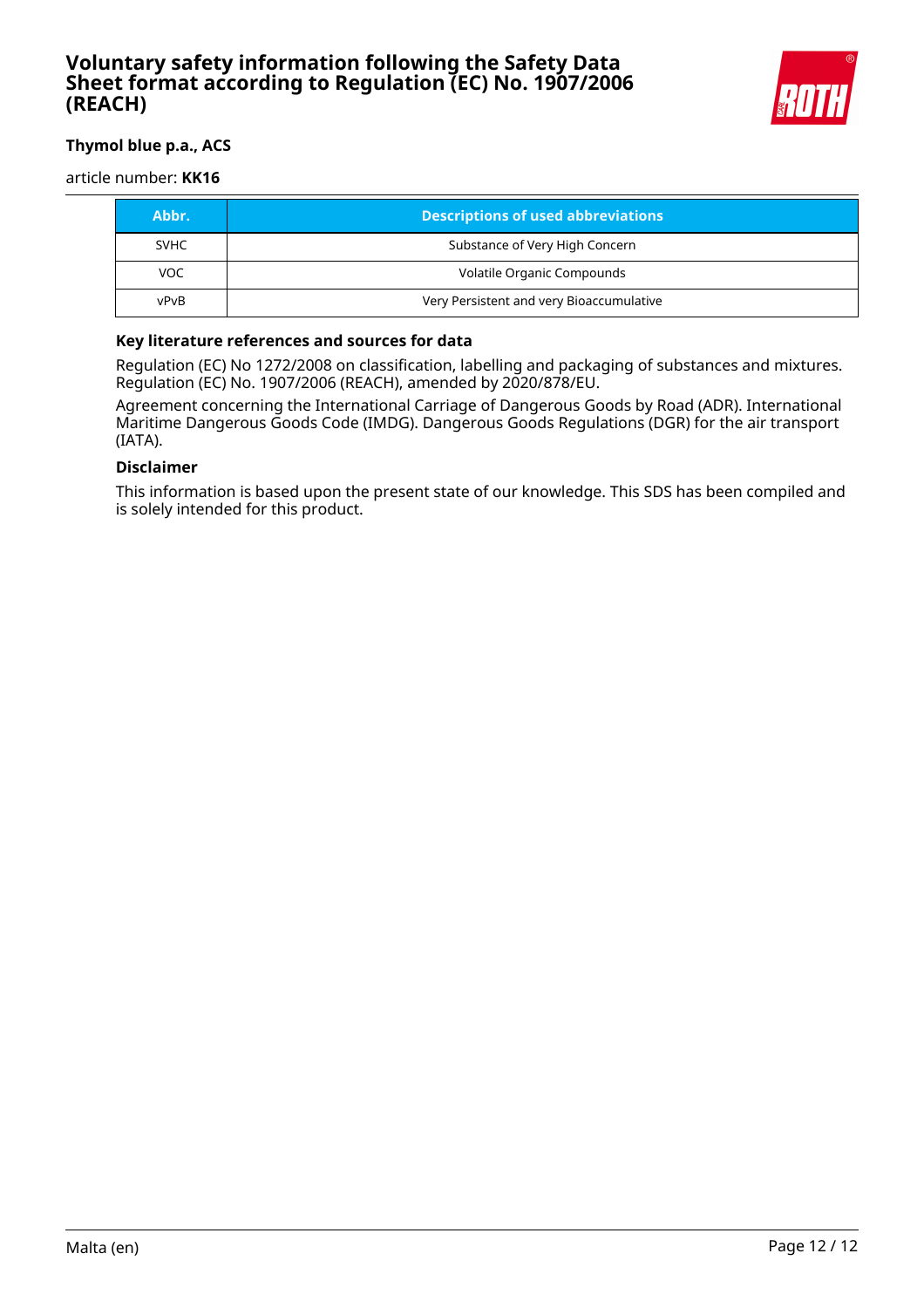| Abbr. | Descriptions of used abbreviations |
|---|---|
| SVHC | Substance of Very High Concern |
| VOC | Volatile Organic Compounds |
| vPvB | Very Persistent and very Bioaccumulative |

### Key literature references and sources for data

Regulation (EC) No 1272/2008 on classification, labelling and packaging of substances and mixtures. Regulation (EC) No. 1907/2006 (REACH), amended by 2020/878/EU.

Agreement concerning the International Carriage of Dangerous Goods by Road (ADR). International Maritime Dangerous Goods Code (IMDG). Dangerous Goods Regulations (DGR) for the air transport (IATA).

### Disclaimer

This information is based upon the present state of our knowledge. This SDS has been compiled and is solely intended for this product.